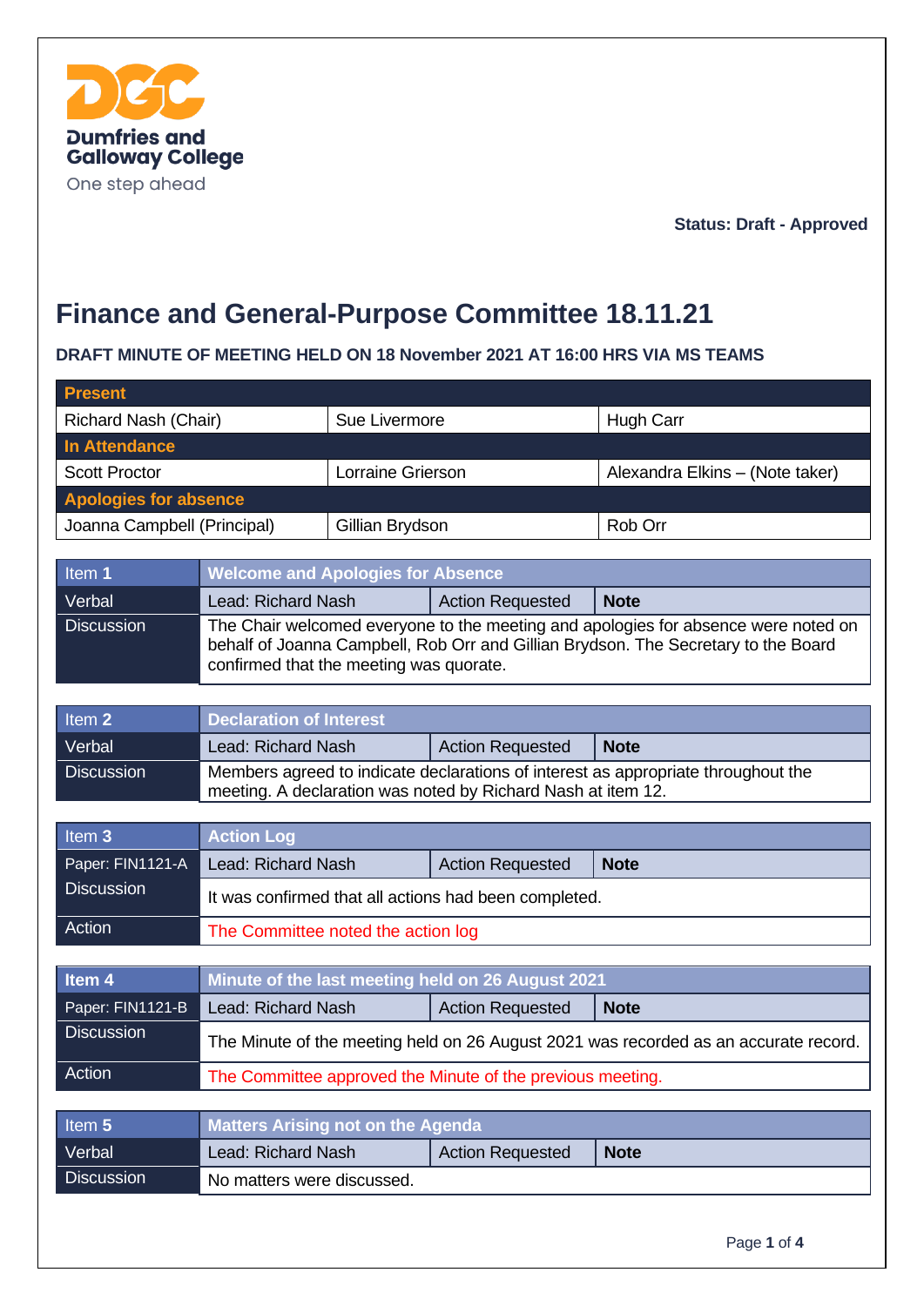Dumfries and Galloway College

One step ahead

**Status: Draft - Approved**

# Finance and General-Purpose Committee 18.11.21

**DRAFT MINUTE OF MEETING HELD ON 18 November 2021 AT 16:00 HRS VIA MS TEAMS**

| **Present** | | |
|---|---|---|
| Richard Nash (Chair) | Sue Livermore | Hugh Carr |
| **In Attendance** | | |
| Scott Proctor | Lorraine Grierson | Alexandra Elkins – (Note taker) |
| **Apologies for absence** | | |
| Joanna Campbell (Principal) | Gillian Brydson | Rob Orr |

| Item **1** | **Welcome and Apologies for Absence** | | |
|---|---|---|---|
| Verbal | Lead: Richard Nash | Action Requested | **Note** |
| Discussion | The Chair welcomed everyone to the meeting and apologies for absence were noted on behalf of Joanna Campbell, Rob Orr and Gillian Brydson. The Secretary to the Board confirmed that the meeting was quorate. | | |

| Item **2** | **Declaration of Interest** | | |
|---|---|---|---|
| Verbal | Lead: Richard Nash | Action Requested | **Note** |
| Discussion | Members agreed to indicate declarations of interest as appropriate throughout the meeting. A declaration was noted by Richard Nash at item 12. | | |

| Item **3** | **Action Log** | | |
|---|---|---|---|
| Paper: FIN1121-A | Lead: Richard Nash | Action Requested | **Note** |
| Discussion | It was confirmed that all actions had been completed. | | |
| Action | The Committee noted the action log | | |

| **Item 4** | **Minute of the last meeting held on 26 August 2021** | | |
|---|---|---|---|
| Paper: FIN1121-B | Lead: Richard Nash | Action Requested | **Note** |
| Discussion | The Minute of the meeting held on 26 August 2021 was recorded as an accurate record. | | |
| Action | The Committee approved the Minute of the previous meeting. | | |

| Item **5** | **Matters Arising not on the Agenda** | | |
|---|---|---|---|
| Verbal | Lead: Richard Nash | Action Requested | **Note** |
| Discussion | No matters were discussed. | | |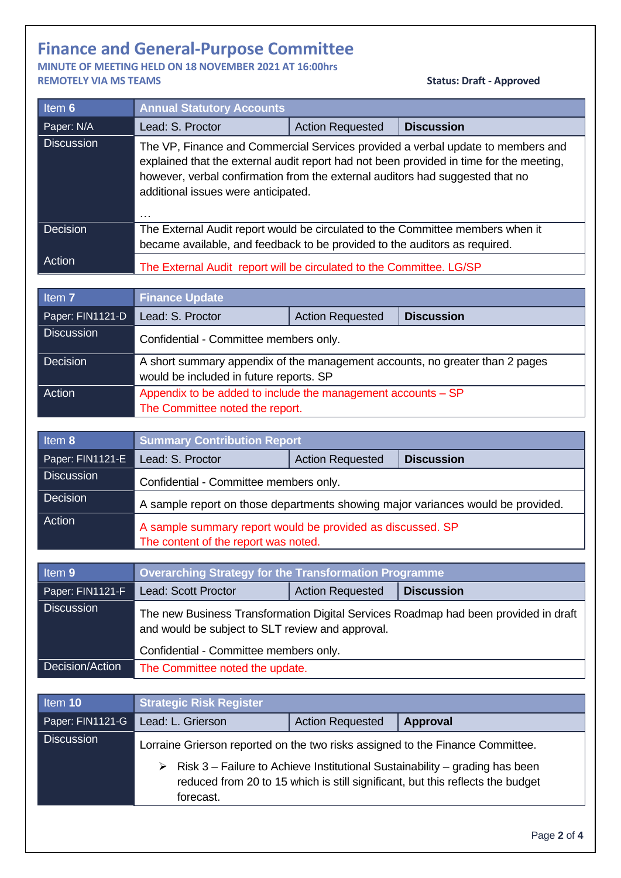# Finance and General-Purpose Committee

**MINUTE OF MEETING HELD ON 18 NOVEMBER 2021 AT 16:00hrs**
**REMOTELY VIA MS TEAMS**

**Status: Draft - Approved**

| Item 6 | Annual Statutory Accounts | | |
|---|---|---|---|
| Paper: N/A | Lead: S. Proctor | Action Requested | **Discussion** |
| Discussion | The VP, Finance and Commercial Services provided a verbal update to members and explained that the external audit report had not been provided in time for the meeting, however, verbal confirmation from the external auditors had suggested that no additional issues were anticipated.<br><br>… | | |
| Decision | The External Audit report would be circulated to the Committee members when it became available, and feedback to be provided to the auditors as required. | | |
| Action | The External Audit report will be circulated to the Committee. LG/SP | | |

| Item 7 | Finance Update | | |
|---|---|---|---|
| Paper: FIN1121-D | Lead: S. Proctor | Action Requested | **Discussion** |
| Discussion | Confidential - Committee members only. | | |
| Decision | A short summary appendix of the management accounts, no greater than 2 pages would be included in future reports. SP | | |
| Action | Appendix to be added to include the management accounts – SP<br>The Committee noted the report. | | |

| Item 8 | Summary Contribution Report | | |
|---|---|---|---|
| Paper: FIN1121-E | Lead: S. Proctor | Action Requested | **Discussion** |
| Discussion | Confidential - Committee members only. | | |
| Decision | A sample report on those departments showing major variances would be provided. | | |
| Action | A sample summary report would be provided as discussed. SP<br>The content of the report was noted. | | |

| Item 9 | Overarching Strategy for the Transformation Programme | | |
|---|---|---|---|
| Paper: FIN1121-F | Lead: Scott Proctor | Action Requested | **Discussion** |
| Discussion | The new Business Transformation Digital Services Roadmap had been provided in draft and would be subject to SLT review and approval.<br><br>Confidential - Committee members only. | | |
| Decision/Action | The Committee noted the update. | | |

| Item 10 | Strategic Risk Register | | |
|---|---|---|---|
| Paper: FIN1121-G | Lead: L. Grierson | Action Requested | **Approval** |
| Discussion | Lorraine Grierson reported on the two risks assigned to the Finance Committee.<br><br>➢ Risk 3 – Failure to Achieve Institutional Sustainability – grading has been reduced from 20 to 15 which is still significant, but this reflects the budget forecast. | | |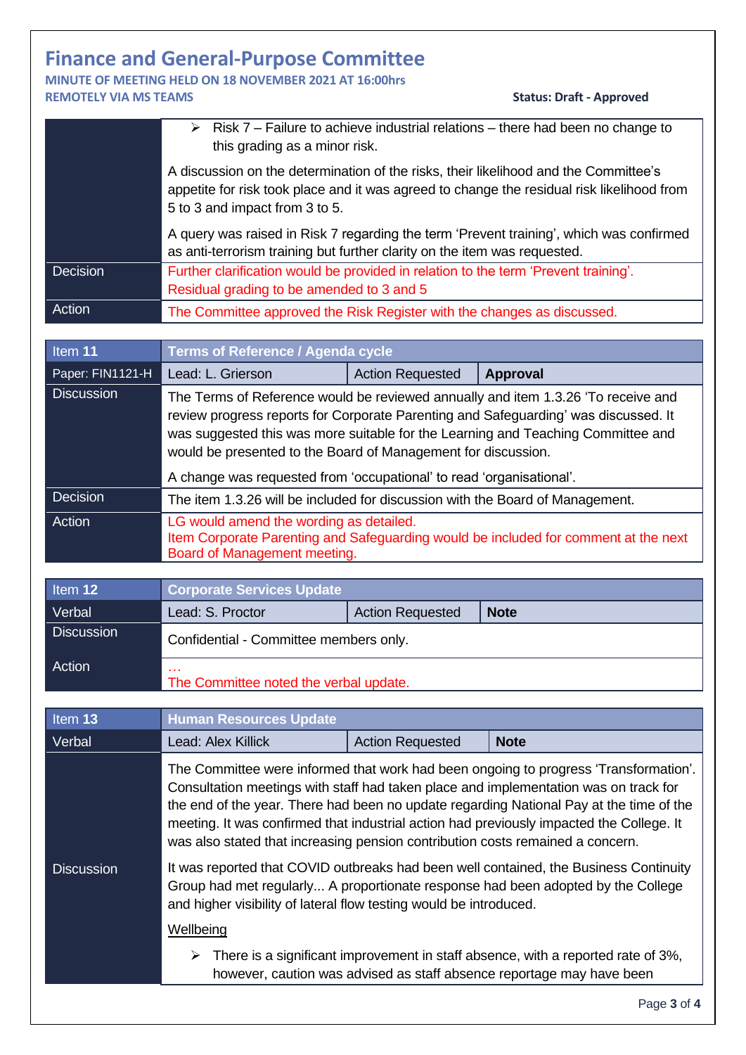# Finance and General-Purpose Committee

**MINUTE OF MEETING HELD ON 18 NOVEMBER 2021 AT 16:00hrs**
**REMOTELY VIA MS TEAMS**

**Status: Draft - Approved**

| | |
|---|---|
| | ➢ Risk 7 – Failure to achieve industrial relations – there had been no change to this grading as a minor risk.<br><br>A discussion on the determination of the risks, their likelihood and the Committee's appetite for risk took place and it was agreed to change the residual risk likelihood from 5 to 3 and impact from 3 to 5.<br><br>A query was raised in Risk 7 regarding the term 'Prevent training', which was confirmed as anti-terrorism training but further clarity on the item was requested. |
| Decision | Further clarification would be provided in relation to the term 'Prevent training'.<br>Residual grading to be amended to 3 and 5 |
| Action | The Committee approved the Risk Register with the changes as discussed. |

| Item **11** | **Terms of Reference / Agenda cycle** | | |
|---|---|---|---|
| Paper: FIN1121-H | Lead: L. Grierson | Action Requested | **Approval** |
| Discussion | The Terms of Reference would be reviewed annually and item 1.3.26 'To receive and review progress reports for Corporate Parenting and Safeguarding' was discussed. It was suggested this was more suitable for the Learning and Teaching Committee and would be presented to the Board of Management for discussion.<br><br>A change was requested from 'occupational' to read 'organisational'. | | |
| Decision | The item 1.3.26 will be included for discussion with the Board of Management. | | |
| Action | LG would amend the wording as detailed.<br>Item Corporate Parenting and Safeguarding would be included for comment at the next Board of Management meeting. | | |

| Item **12** | **Corporate Services Update** | | |
|---|---|---|---|
| Verbal | Lead: S. Proctor | Action Requested | **Note** |
| Discussion | Confidential - Committee members only. | | |
| Action | …<br>The Committee noted the verbal update. | | |

| Item **13** | **Human Resources Update** | | |
|---|---|---|---|
| Verbal | Lead: Alex Killick | Action Requested | **Note** |
| Discussion | The Committee were informed that work had been ongoing to progress 'Transformation'. Consultation meetings with staff had taken place and implementation was on track for the end of the year. There had been no update regarding National Pay at the time of the meeting. It was confirmed that industrial action had previously impacted the College. It was also stated that increasing pension contribution costs remained a concern.<br><br>It was reported that COVID outbreaks had been well contained, the Business Continuity Group had met regularly... A proportionate response had been adopted by the College and higher visibility of lateral flow testing would be introduced.<br><br><u>Wellbeing</u><br><br>➢ There is a significant improvement in staff absence, with a reported rate of 3%, however, caution was advised as staff absence reportage may have been | | |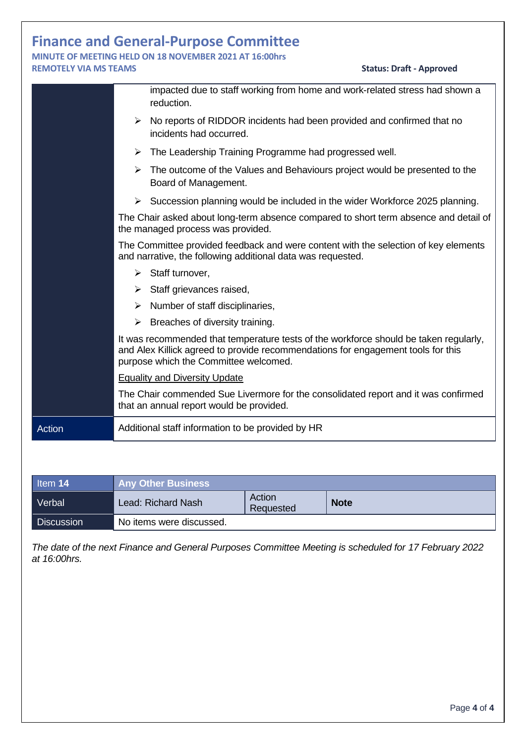# Finance and General-Purpose Committee

**MINUTE OF MEETING HELD ON 18 NOVEMBER 2021 AT 16:00hrs**
**REMOTELY VIA MS TEAMS** **Status: Draft - Approved**

| | |
|---|---|
| | impacted due to staff working from home and work-related stress had shown a reduction.<br>➢ No reports of RIDDOR incidents had been provided and confirmed that no incidents had occurred.<br>➢ The Leadership Training Programme had progressed well.<br>➢ The outcome of the Values and Behaviours project would be presented to the Board of Management.<br>➢ Succession planning would be included in the wider Workforce 2025 planning.<br>The Chair asked about long-term absence compared to short term absence and detail of the managed process was provided.<br>The Committee provided feedback and were content with the selection of key elements and narrative, the following additional data was requested.<br>➢ Staff turnover,<br>➢ Staff grievances raised,<br>➢ Number of staff disciplinaries,<br>➢ Breaches of diversity training.<br>It was recommended that temperature tests of the workforce should be taken regularly, and Alex Killick agreed to provide recommendations for engagement tools for this purpose which the Committee welcomed.<br>Equality and Diversity Update<br>The Chair commended Sue Livermore for the consolidated report and it was confirmed that an annual report would be provided. |
| Action | Additional staff information to be provided by HR |

| Item **14** | **Any Other Business** | | |
|---|---|---|---|
| Verbal | Lead: Richard Nash | Action Requested | **Note** |
| Discussion | No items were discussed. | | |

*The date of the next Finance and General Purposes Committee Meeting is scheduled for 17 February 2022 at 16:00hrs.*